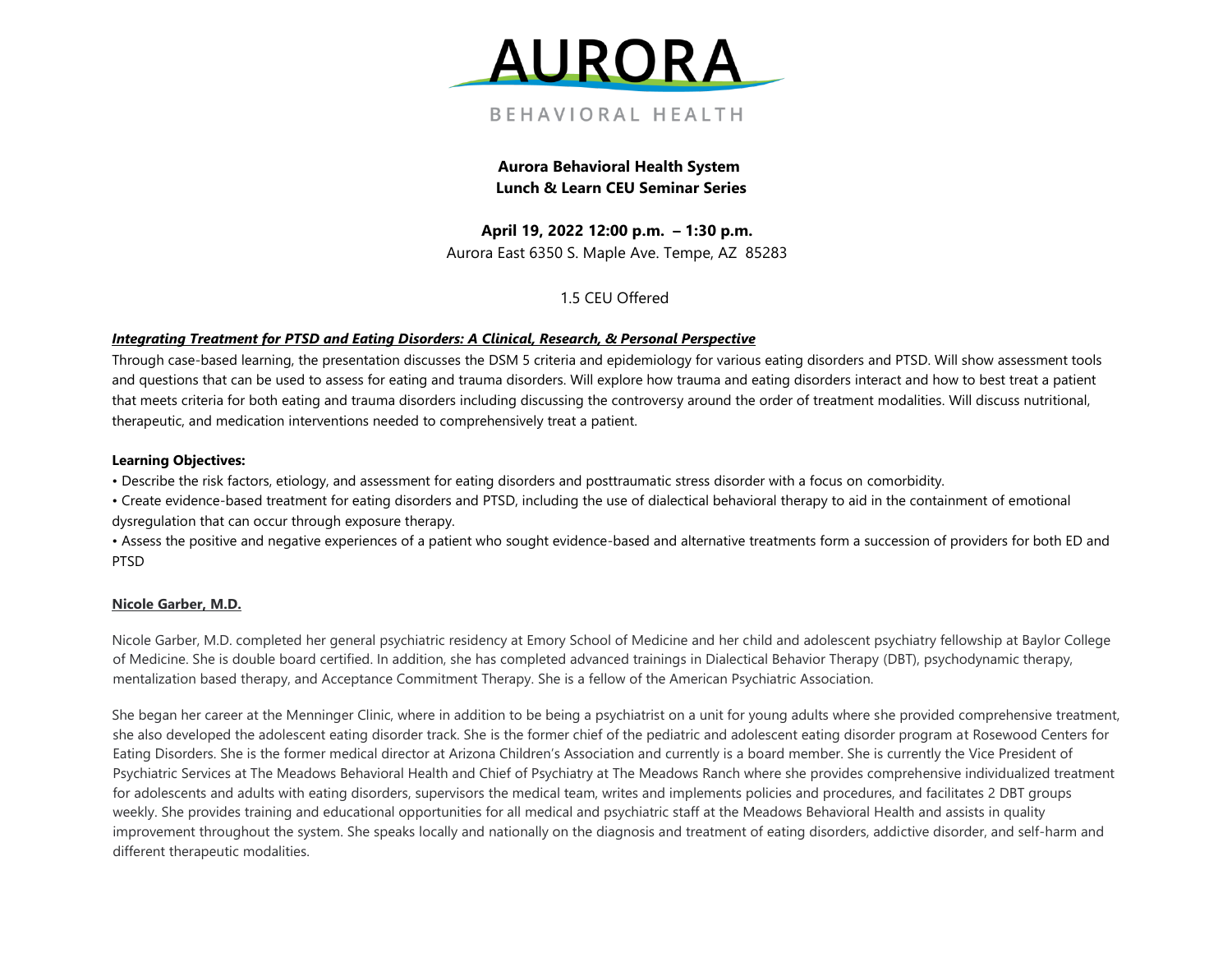AURORA

BEHAVIORAL HEALTH

**Aurora Behavioral Health System**
**Lunch & Learn CEU Seminar Series**

**April 19, 2022 12:00 p.m. – 1:30 p.m.**
Aurora East 6350 S. Maple Ave. Tempe, AZ 85283

1.5 CEU Offered

***Integrating Treatment for PTSD and Eating Disorders: A Clinical, Research, & Personal Perspective***

Through case-based learning, the presentation discusses the DSM 5 criteria and epidemiology for various eating disorders and PTSD. Will show assessment tools and questions that can be used to assess for eating and trauma disorders. Will explore how trauma and eating disorders interact and how to best treat a patient that meets criteria for both eating and trauma disorders including discussing the controversy around the order of treatment modalities. Will discuss nutritional, therapeutic, and medication interventions needed to comprehensively treat a patient.

**Learning Objectives:**

- Describe the risk factors, etiology, and assessment for eating disorders and posttraumatic stress disorder with a focus on comorbidity.
- Create evidence-based treatment for eating disorders and PTSD, including the use of dialectical behavioral therapy to aid in the containment of emotional dysregulation that can occur through exposure therapy.
- Assess the positive and negative experiences of a patient who sought evidence-based and alternative treatments form a succession of providers for both ED and PTSD

**Nicole Garber, M.D.**

Nicole Garber, M.D. completed her general psychiatric residency at Emory School of Medicine and her child and adolescent psychiatry fellowship at Baylor College of Medicine. She is double board certified. In addition, she has completed advanced trainings in Dialectical Behavior Therapy (DBT), psychodynamic therapy, mentalization based therapy, and Acceptance Commitment Therapy. She is a fellow of the American Psychiatric Association.

She began her career at the Menninger Clinic, where in addition to be being a psychiatrist on a unit for young adults where she provided comprehensive treatment, she also developed the adolescent eating disorder track. She is the former chief of the pediatric and adolescent eating disorder program at Rosewood Centers for Eating Disorders. She is the former medical director at Arizona Children's Association and currently is a board member. She is currently the Vice President of Psychiatric Services at The Meadows Behavioral Health and Chief of Psychiatry at The Meadows Ranch where she provides comprehensive individualized treatment for adolescents and adults with eating disorders, supervisors the medical team, writes and implements policies and procedures, and facilitates 2 DBT groups weekly. She provides training and educational opportunities for all medical and psychiatric staff at the Meadows Behavioral Health and assists in quality improvement throughout the system. She speaks locally and nationally on the diagnosis and treatment of eating disorders, addictive disorder, and self-harm and different therapeutic modalities.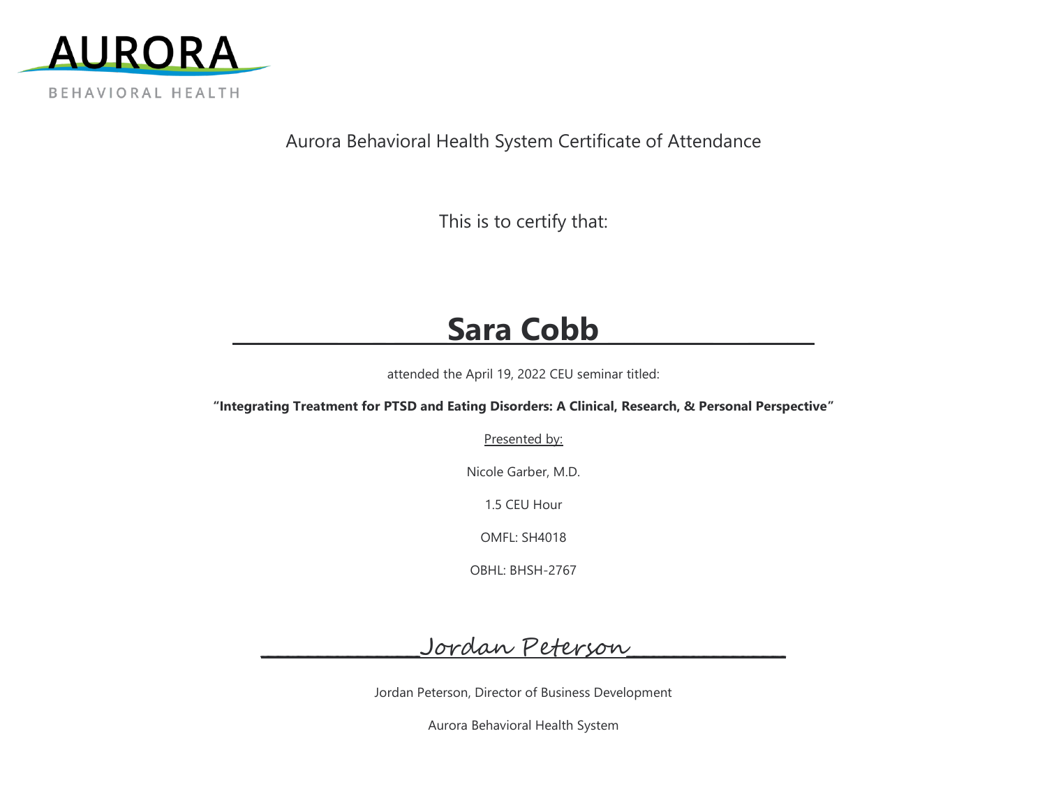AURORA

BEHAVIORAL HEALTH

Aurora Behavioral Health System Certificate of Attendance

This is to certify that:

**Sara Cobb**

attended the April 19, 2022 CEU seminar titled:

**“Integrating Treatment for PTSD and Eating Disorders: A Clinical, Research, & Personal Perspective”**

Presented by:

Nicole Garber, M.D.

1.5 CEU Hour

OMFL: SH4018

OBHL: BHSH-2767

Jordan Peterson

Jordan Peterson, Director of Business Development

Aurora Behavioral Health System